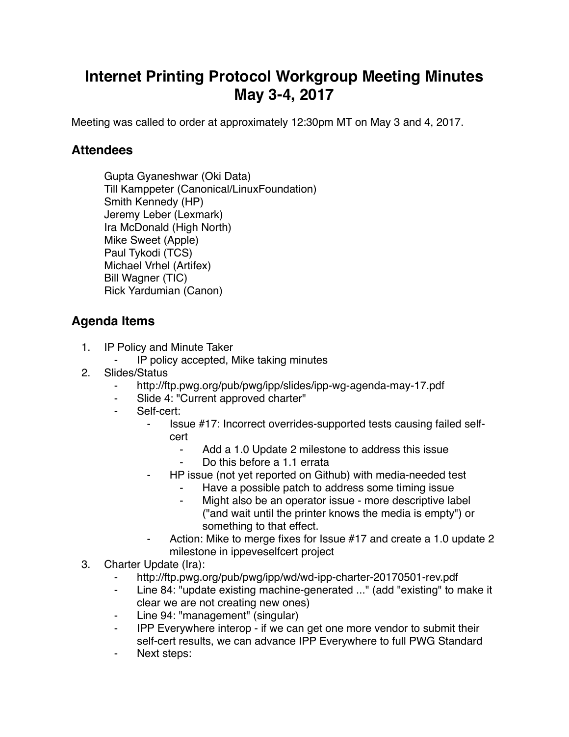# Internet Printing Protocol Workgroup Meeting Minutes May 3-4, 2017

Meeting was called to order at approximately 12:30pm MT on May 3 and 4, 2017.

## Attendees

Gupta Gyaneshwar (Oki Data)
Till Kamppeter (Canonical/LinuxFoundation)
Smith Kennedy (HP)
Jeremy Leber (Lexmark)
Ira McDonald (High North)
Mike Sweet (Apple)
Paul Tykodi (TCS)
Michael Vrhel (Artifex)
Bill Wagner (TIC)
Rick Yardumian (Canon)

## Agenda Items

1. IP Policy and Minute Taker
    - IP policy accepted, Mike taking minutes
2. Slides/Status
    - http://ftp.pwg.org/pub/pwg/ipp/slides/ipp-wg-agenda-may-17.pdf
    - Slide 4: "Current approved charter"
    - Self-cert:
        - Issue #17: Incorrect overrides-supported tests causing failed self-cert
            - Add a 1.0 Update 2 milestone to address this issue
            - Do this before a 1.1 errata
        - HP issue (not yet reported on Github) with media-needed test
            - Have a possible patch to address some timing issue
            - Might also be an operator issue - more descriptive label ("and wait until the printer knows the media is empty") or something to that effect.
        - Action: Mike to merge fixes for Issue #17 and create a 1.0 update 2 milestone in ippeveselfcert project
3. Charter Update (Ira):
    - http://ftp.pwg.org/pub/pwg/ipp/wd/wd-ipp-charter-20170501-rev.pdf
    - Line 84: "update existing machine-generated ..." (add "existing" to make it clear we are not creating new ones)
    - Line 94: "management" (singular)
    - IPP Everywhere interop - if we can get one more vendor to submit their self-cert results, we can advance IPP Everywhere to full PWG Standard
    - Next steps: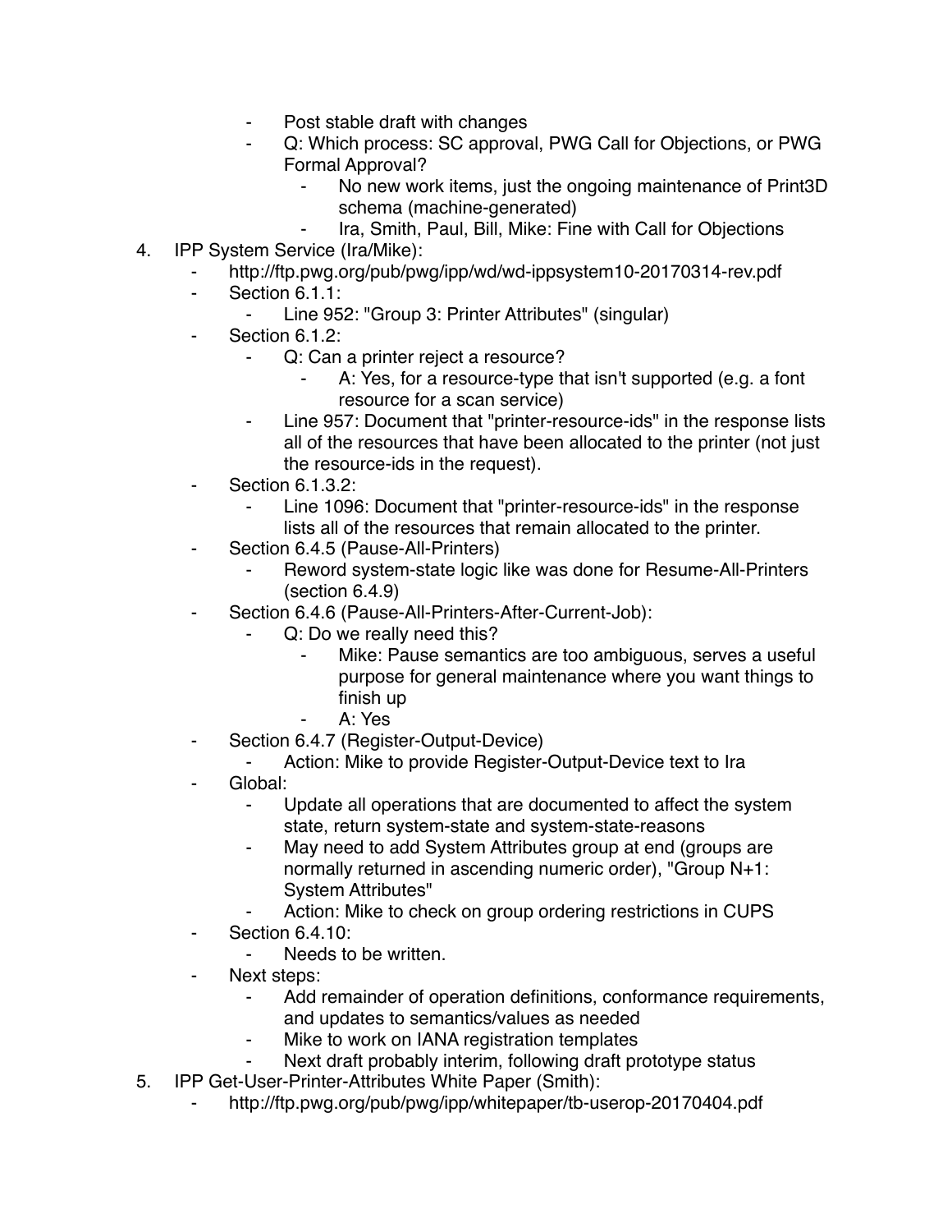- Post stable draft with changes
        - Q: Which process: SC approval, PWG Call for Objections, or PWG Formal Approval?
            - No new work items, just the ongoing maintenance of Print3D schema (machine-generated)
            - Ira, Smith, Paul, Bill, Mike: Fine with Call for Objections

4. IPP System Service (Ira/Mike):
    - http://ftp.pwg.org/pub/pwg/ipp/wd/wd-ippsystem10-20170314-rev.pdf
    - Section 6.1.1:
        - Line 952: "Group 3: Printer Attributes" (singular)
    - Section 6.1.2:
        - Q: Can a printer reject a resource?
            - A: Yes, for a resource-type that isn't supported (e.g. a font resource for a scan service)
        - Line 957: Document that "printer-resource-ids" in the response lists all of the resources that have been allocated to the printer (not just the resource-ids in the request).
    - Section 6.1.3.2:
        - Line 1096: Document that "printer-resource-ids" in the response lists all of the resources that remain allocated to the printer.
    - Section 6.4.5 (Pause-All-Printers)
        - Reword system-state logic like was done for Resume-All-Printers (section 6.4.9)
    - Section 6.4.6 (Pause-All-Printers-After-Current-Job):
        - Q: Do we really need this?
            - Mike: Pause semantics are too ambiguous, serves a useful purpose for general maintenance where you want things to finish up
            - A: Yes
    - Section 6.4.7 (Register-Output-Device)
        - Action: Mike to provide Register-Output-Device text to Ira
    - Global:
        - Update all operations that are documented to affect the system state, return system-state and system-state-reasons
        - May need to add System Attributes group at end (groups are normally returned in ascending numeric order), "Group N+1: System Attributes"
        - Action: Mike to check on group ordering restrictions in CUPS
    - Section 6.4.10:
        - Needs to be written.
    - Next steps:
        - Add remainder of operation definitions, conformance requirements, and updates to semantics/values as needed
        - Mike to work on IANA registration templates
        - Next draft probably interim, following draft prototype status

5. IPP Get-User-Printer-Attributes White Paper (Smith):
    - http://ftp.pwg.org/pub/pwg/ipp/whitepaper/tb-userop-20170404.pdf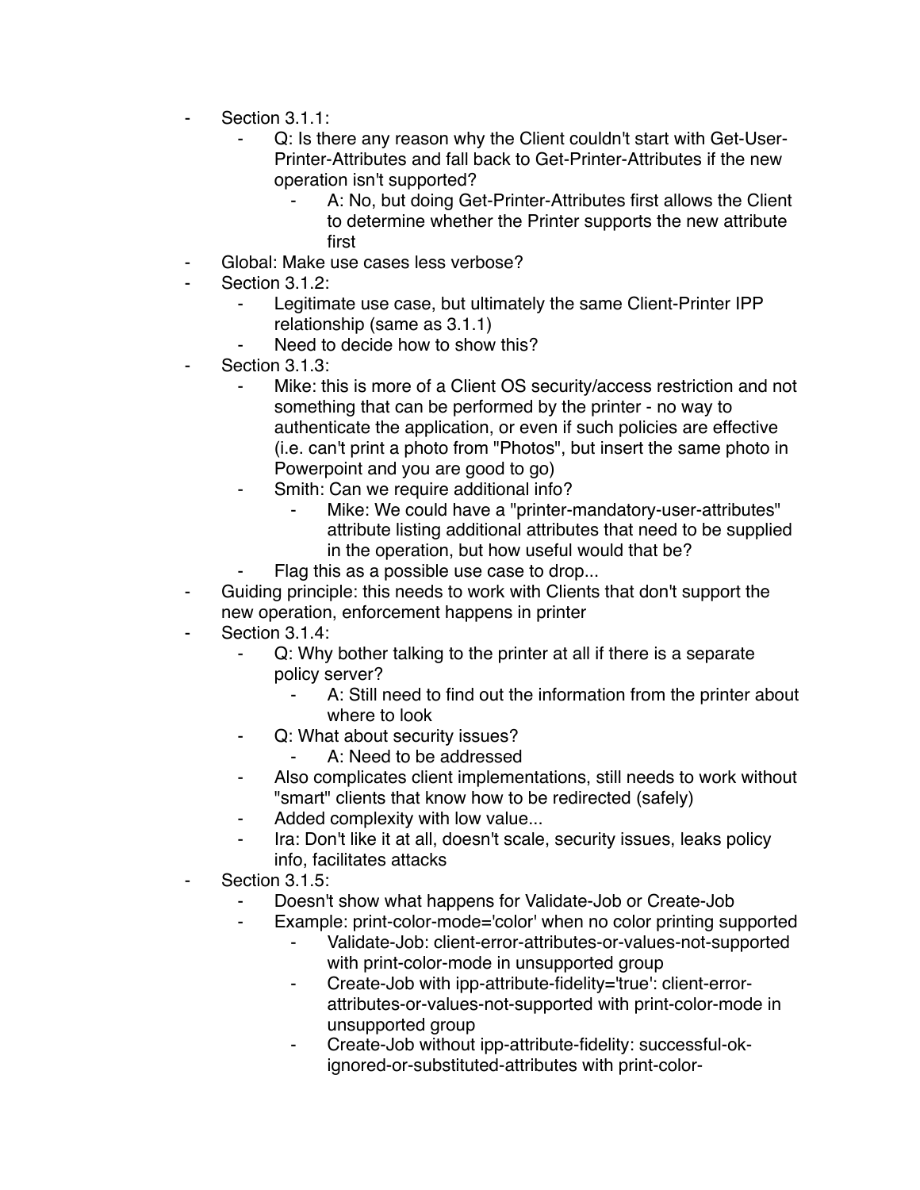- Section 3.1.1:
    - Q: Is there any reason why the Client couldn't start with Get-User-Printer-Attributes and fall back to Get-Printer-Attributes if the new operation isn't supported?
        - A: No, but doing Get-Printer-Attributes first allows the Client to determine whether the Printer supports the new attribute first
- Global: Make use cases less verbose?
- Section 3.1.2:
    - Legitimate use case, but ultimately the same Client-Printer IPP relationship (same as 3.1.1)
    - Need to decide how to show this?
- Section 3.1.3:
    - Mike: this is more of a Client OS security/access restriction and not something that can be performed by the printer - no way to authenticate the application, or even if such policies are effective (i.e. can't print a photo from "Photos", but insert the same photo in Powerpoint and you are good to go)
    - Smith: Can we require additional info?
        - Mike: We could have a "printer-mandatory-user-attributes" attribute listing additional attributes that need to be supplied in the operation, but how useful would that be?
    - Flag this as a possible use case to drop...
- Guiding principle: this needs to work with Clients that don't support the new operation, enforcement happens in printer
- Section 3.1.4:
    - Q: Why bother talking to the printer at all if there is a separate policy server?
        - A: Still need to find out the information from the printer about where to look
    - Q: What about security issues?
        - A: Need to be addressed
    - Also complicates client implementations, still needs to work without "smart" clients that know how to be redirected (safely)
    - Added complexity with low value...
    - Ira: Don't like it at all, doesn't scale, security issues, leaks policy info, facilitates attacks
- Section 3.1.5:
    - Doesn't show what happens for Validate-Job or Create-Job
    - Example: print-color-mode='color' when no color printing supported
        - Validate-Job: client-error-attributes-or-values-not-supported with print-color-mode in unsupported group
        - Create-Job with ipp-attribute-fidelity='true': client-error-attributes-or-values-not-supported with print-color-mode in unsupported group
        - Create-Job without ipp-attribute-fidelity: successful-ok-ignored-or-substituted-attributes with print-color-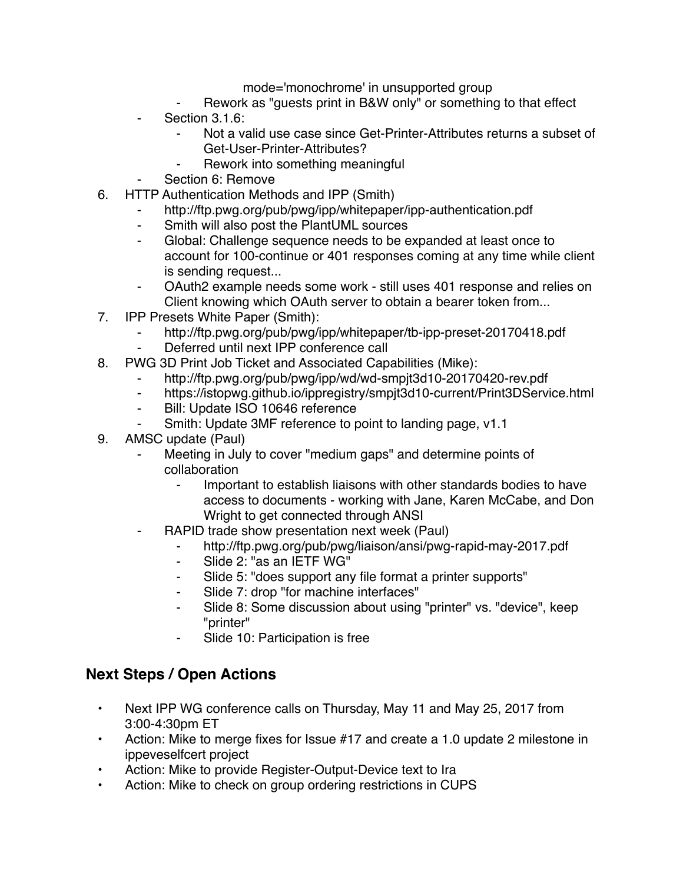mode='monochrome' in unsupported group
        - Rework as "guests print in B&W only" or something to that effect
    - Section 3.1.6:
        - Not a valid use case since Get-Printer-Attributes returns a subset of Get-User-Printer-Attributes?
        - Rework into something meaningful
    - Section 6: Remove
6. HTTP Authentication Methods and IPP (Smith)
    - http://ftp.pwg.org/pub/pwg/ipp/whitepaper/ipp-authentication.pdf
    - Smith will also post the PlantUML sources
    - Global: Challenge sequence needs to be expanded at least once to account for 100-continue or 401 responses coming at any time while client is sending request...
    - OAuth2 example needs some work - still uses 401 response and relies on Client knowing which OAuth server to obtain a bearer token from...
7. IPP Presets White Paper (Smith):
    - http://ftp.pwg.org/pub/pwg/ipp/whitepaper/tb-ipp-preset-20170418.pdf
    - Deferred until next IPP conference call
8. PWG 3D Print Job Ticket and Associated Capabilities (Mike):
    - http://ftp.pwg.org/pub/pwg/ipp/wd/wd-smpjt3d10-20170420-rev.pdf
    - https://istopwg.github.io/ippregistry/smpjt3d10-current/Print3DService.html
    - Bill: Update ISO 10646 reference
    - Smith: Update 3MF reference to point to landing page, v1.1
9. AMSC update (Paul)
    - Meeting in July to cover "medium gaps" and determine points of collaboration
        - Important to establish liaisons with other standards bodies to have access to documents - working with Jane, Karen McCabe, and Don Wright to get connected through ANSI
    - RAPID trade show presentation next week (Paul)
        - http://ftp.pwg.org/pub/pwg/liaison/ansi/pwg-rapid-may-2017.pdf
        - Slide 2: "as an IETF WG"
        - Slide 5: "does support any file format a printer supports"
        - Slide 7: drop "for machine interfaces"
        - Slide 8: Some discussion about using "printer" vs. "device", keep "printer"
        - Slide 10: Participation is free

## Next Steps / Open Actions

- Next IPP WG conference calls on Thursday, May 11 and May 25, 2017 from 3:00-4:30pm ET
- Action: Mike to merge fixes for Issue #17 and create a 1.0 update 2 milestone in ippeveselfcert project
- Action: Mike to provide Register-Output-Device text to Ira
- Action: Mike to check on group ordering restrictions in CUPS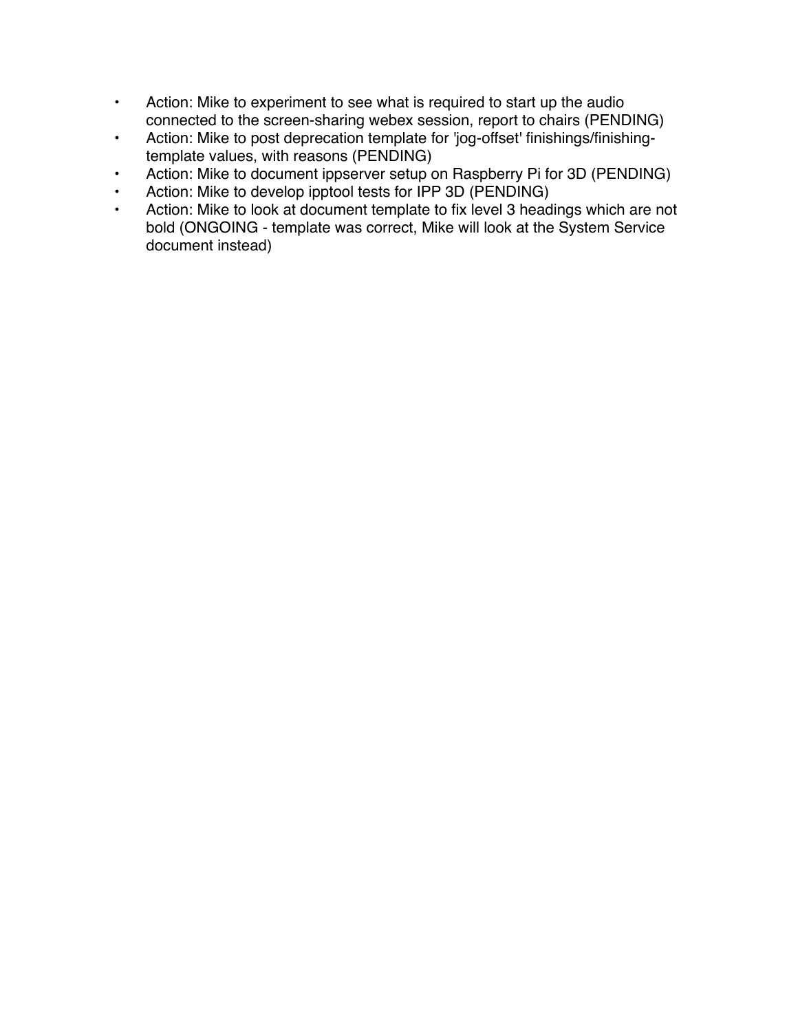- Action: Mike to experiment to see what is required to start up the audio connected to the screen-sharing webex session, report to chairs (PENDING)
- Action: Mike to post deprecation template for 'jog-offset' finishings/finishing-template values, with reasons (PENDING)
- Action: Mike to document ippserver setup on Raspberry Pi for 3D (PENDING)
- Action: Mike to develop ipptool tests for IPP 3D (PENDING)
- Action: Mike to look at document template to fix level 3 headings which are not bold (ONGOING - template was correct, Mike will look at the System Service document instead)